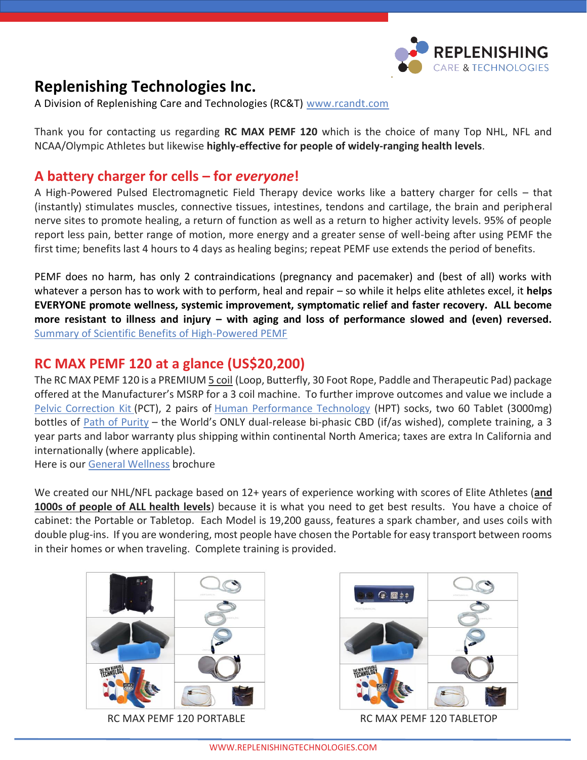# Replenishing Technologies Inc.

A Division of Replenishing Care and Technologies (RC&T) www.rcandt.com

Thank you for contacting us regarding **RC MAX PEMF 120** which is the choice of many Top NHL, NFL and NCAA/Olympic Athletes but likewise **highly-effective for people of widely-ranging health levels**.

## A battery charger for cells – for *everyone*!

A High-Powered Pulsed Electromagnetic Field Therapy device works like a battery charger for cells – that (instantly) stimulates muscles, connective tissues, intestines, tendons and cartilage, the brain and peripheral nerve sites to promote healing, a return of function as well as a return to higher activity levels. 95% of people report less pain, better range of motion, more energy and a greater sense of well-being after using PEMF the first time; benefits last 4 hours to 4 days as healing begins; repeat PEMF use extends the period of benefits.

PEMF does no harm, has only 2 contraindications (pregnancy and pacemaker) and (best of all) works with whatever a person has to work with to perform, heal and repair – so while it helps elite athletes excel, it **helps EVERYONE promote wellness, systemic improvement, symptomatic relief and faster recovery. ALL become more resistant to illness and injury – with aging and loss of performance slowed and (even) reversed.** Summary of Scientific Benefits of High-Powered PEMF

## RC MAX PEMF 120 at a glance (US$20,200)

The RC MAX PEMF 120 is a PREMIUM 5 coil (Loop, Butterfly, 30 Foot Rope, Paddle and Therapeutic Pad) package offered at the Manufacturer's MSRP for a 3 coil machine. To further improve outcomes and value we include a Pelvic Correction Kit (PCT), 2 pairs of Human Performance Technology (HPT) socks, two 60 Tablet (3000mg) bottles of Path of Purity – the World's ONLY dual-release bi-phasic CBD (if/as wished), complete training, a 3 year parts and labor warranty plus shipping within continental North America; taxes are extra In California and internationally (where applicable).
Here is our General Wellness brochure

We created our NHL/NFL package based on 12+ years of experience working with scores of Elite Athletes (**and 1000s of people of ALL health levels**) because it is what you need to get best results. You have a choice of cabinet: the Portable or Tabletop. Each Model is 19,200 gauss, features a spark chamber, and uses coils with double plug-ins. If you are wondering, most people have chosen the Portable for easy transport between rooms in their homes or when traveling. Complete training is provided.

RC MAX PEMF 120 PORTABLE

RC MAX PEMF 120 TABLETOP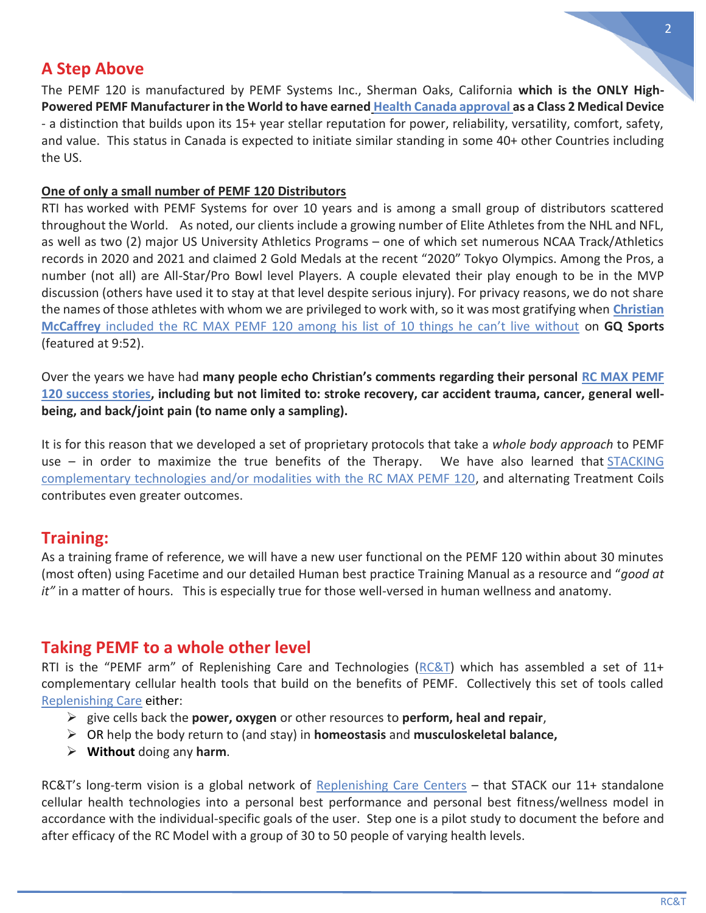## A Step Above

The PEMF 120 is manufactured by PEMF Systems Inc., Sherman Oaks, California **which is the ONLY High-Powered PEMF Manufacturer in the World to have earned Health Canada approval as a Class 2 Medical Device** - a distinction that builds upon its 15+ year stellar reputation for power, reliability, versatility, comfort, safety, and value. This status in Canada is expected to initiate similar standing in some 40+ other Countries including the US.

**One of only a small number of PEMF 120 Distributors**

RTI has worked with PEMF Systems for over 10 years and is among a small group of distributors scattered throughout the World. As noted, our clients include a growing number of Elite Athletes from the NHL and NFL, as well as two (2) major US University Athletics Programs – one of which set numerous NCAA Track/Athletics records in 2020 and 2021 and claimed 2 Gold Medals at the recent "2020" Tokyo Olympics. Among the Pros, a number (not all) are All-Star/Pro Bowl level Players. A couple elevated their play enough to be in the MVP discussion (others have used it to stay at that level despite serious injury). For privacy reasons, we do not share the names of those athletes with whom we are privileged to work with, so it was most gratifying when **Christian McCaffrey** included the RC MAX PEMF 120 among his list of 10 things he can't live without on **GQ Sports** (featured at 9:52).

Over the years we have had **many people echo Christian's comments regarding their personal RC MAX PEMF 120 success stories, including but not limited to: stroke recovery, car accident trauma, cancer, general well-being, and back/joint pain (to name only a sampling).**

It is for this reason that we developed a set of proprietary protocols that take a *whole body approach* to PEMF use – in order to maximize the true benefits of the Therapy. We have also learned that STACKING complementary technologies and/or modalities with the RC MAX PEMF 120, and alternating Treatment Coils contributes even greater outcomes.

## Training:

As a training frame of reference, we will have a new user functional on the PEMF 120 within about 30 minutes (most often) using Facetime and our detailed Human best practice Training Manual as a resource and "*good at it"* in a matter of hours. This is especially true for those well-versed in human wellness and anatomy.

## Taking PEMF to a whole other level

RTI is the "PEMF arm" of Replenishing Care and Technologies (RC&T) which has assembled a set of 11+ complementary cellular health tools that build on the benefits of PEMF. Collectively this set of tools called Replenishing Care either:

- give cells back the **power, oxygen** or other resources to **perform, heal and repair**,
- OR help the body return to (and stay) in **homeostasis** and **musculoskeletal balance,**
- **Without** doing any **harm**.

RC&T's long-term vision is a global network of Replenishing Care Centers – that STACK our 11+ standalone cellular health technologies into a personal best performance and personal best fitness/wellness model in accordance with the individual-specific goals of the user. Step one is a pilot study to document the before and after efficacy of the RC Model with a group of 30 to 50 people of varying health levels.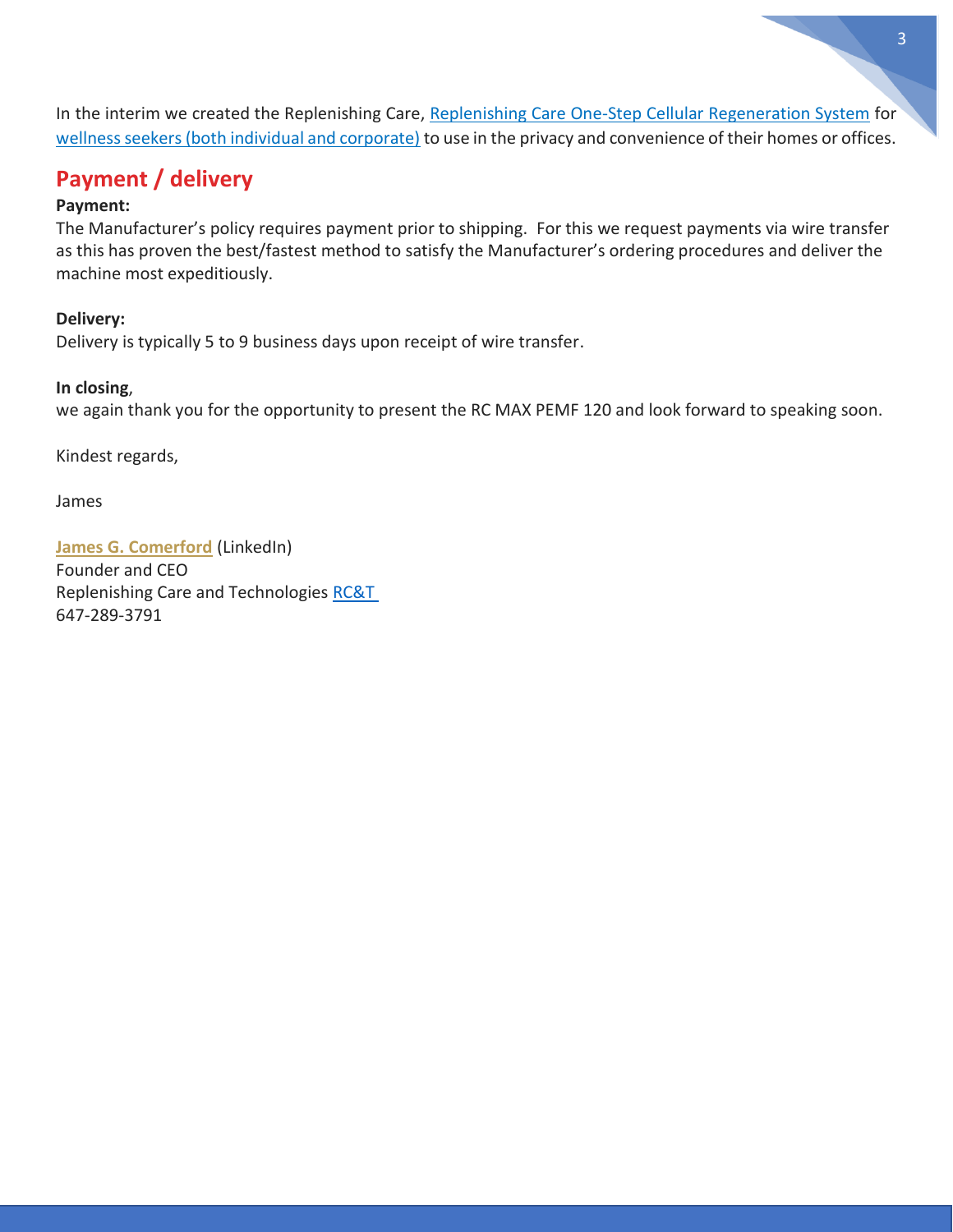In the interim we created the Replenishing Care, Replenishing Care One-Step Cellular Regeneration System for wellness seekers (both individual and corporate) to use in the privacy and convenience of their homes or offices.

## Payment / delivery

**Payment:**
The Manufacturer's policy requires payment prior to shipping. For this we request payments via wire transfer as this has proven the best/fastest method to satisfy the Manufacturer's ordering procedures and deliver the machine most expeditiously.

**Delivery:**
Delivery is typically 5 to 9 business days upon receipt of wire transfer.

**In closing**,
we again thank you for the opportunity to present the RC MAX PEMF 120 and look forward to speaking soon.

Kindest regards,

James

**James G. Comerford** (LinkedIn)
Founder and CEO
Replenishing Care and Technologies RC&T
647-289-3791